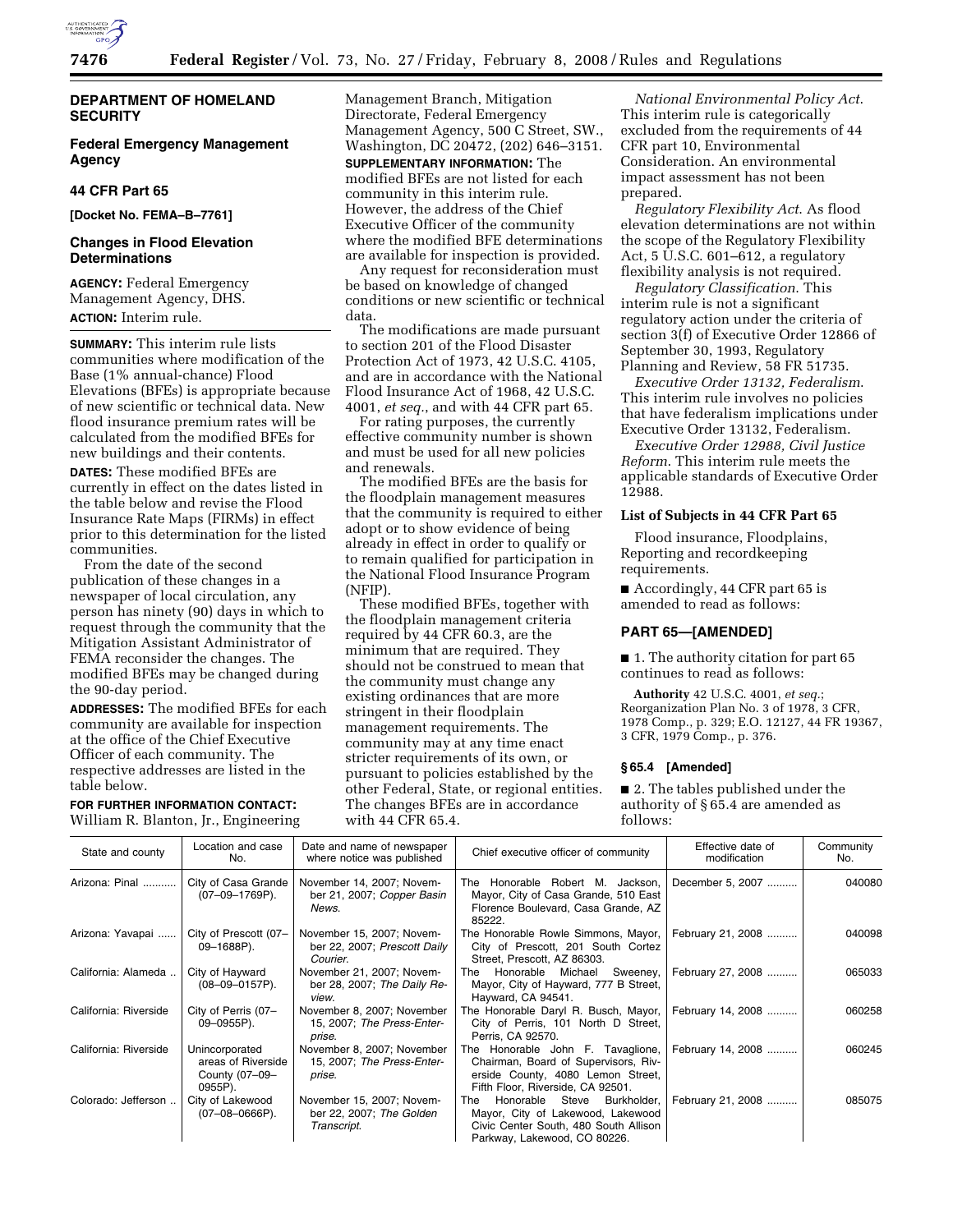## DEPARTMENT OF HOMELAND SECURITY

### Federal Emergency Management Agency

### 44 CFR Part 65

**[Docket No. FEMA–B–7761]**

### Changes in Flood Elevation Determinations

**AGENCY:** Federal Emergency Management Agency, DHS.

**ACTION:** Interim rule.

**SUMMARY:** This interim rule lists communities where modification of the Base (1% annual-chance) Flood Elevations (BFEs) is appropriate because of new scientific or technical data. New flood insurance premium rates will be calculated from the modified BFEs for new buildings and their contents.

**DATES:** These modified BFEs are currently in effect on the dates listed in the table below and revise the Flood Insurance Rate Maps (FIRMs) in effect prior to this determination for the listed communities.

From the date of the second publication of these changes in a newspaper of local circulation, any person has ninety (90) days in which to request through the community that the Mitigation Assistant Administrator of FEMA reconsider the changes. The modified BFEs may be changed during the 90-day period.

**ADDRESSES:** The modified BFEs for each community are available for inspection at the office of the Chief Executive Officer of each community. The respective addresses are listed in the table below.

**FOR FURTHER INFORMATION CONTACT:** William R. Blanton, Jr., Engineering Management Branch, Mitigation Directorate, Federal Emergency Management Agency, 500 C Street, SW., Washington, DC 20472, (202) 646–3151.

**SUPPLEMENTARY INFORMATION:** The modified BFEs are not listed for each community in this interim rule. However, the address of the Chief Executive Officer of the community where the modified BFE determinations are available for inspection is provided.

Any request for reconsideration must be based on knowledge of changed conditions or new scientific or technical data.

The modifications are made pursuant to section 201 of the Flood Disaster Protection Act of 1973, 42 U.S.C. 4105, and are in accordance with the National Flood Insurance Act of 1968, 42 U.S.C. 4001, *et seq.*, and with 44 CFR part 65.

For rating purposes, the currently effective community number is shown and must be used for all new policies and renewals.

The modified BFEs are the basis for the floodplain management measures that the community is required to either adopt or to show evidence of being already in effect in order to qualify or to remain qualified for participation in the National Flood Insurance Program (NFIP).

These modified BFEs, together with the floodplain management criteria required by 44 CFR 60.3, are the minimum that are required. They should not be construed to mean that the community must change any existing ordinances that are more stringent in their floodplain management requirements. The community may at any time enact stricter requirements of its own, or pursuant to policies established by the other Federal, State, or regional entities. The changes BFEs are in accordance with 44 CFR 65.4.

*National Environmental Policy Act.* This interim rule is categorically excluded from the requirements of 44 CFR part 10, Environmental Consideration. An environmental impact assessment has not been prepared.

*Regulatory Flexibility Act.* As flood elevation determinations are not within the scope of the Regulatory Flexibility Act, 5 U.S.C. 601–612, a regulatory flexibility analysis is not required.

*Regulatory Classification.* This interim rule is not a significant regulatory action under the criteria of section 3(f) of Executive Order 12866 of September 30, 1993, Regulatory Planning and Review, 58 FR 51735.

*Executive Order 13132, Federalism.* This interim rule involves no policies that have federalism implications under Executive Order 13132, Federalism.

*Executive Order 12988, Civil Justice Reform.* This interim rule meets the applicable standards of Executive Order 12988.

### List of Subjects in 44 CFR Part 65

Flood insurance, Floodplains, Reporting and recordkeeping requirements.

■ Accordingly, 44 CFR part 65 is amended to read as follows:

### PART 65—[AMENDED]

■ 1. The authority citation for part 65 continues to read as follows:

**Authority** 42 U.S.C. 4001, *et seq.*; Reorganization Plan No. 3 of 1978, 3 CFR, 1978 Comp., p. 329; E.O. 12127, 44 FR 19367, 3 CFR, 1979 Comp., p. 376.

### § 65.4 [Amended]

■ 2. The tables published under the authority of § 65.4 are amended as follows:

| State and county | Location and case No. | Date and name of newspaper where notice was published | Chief executive officer of community | Effective date of modification | Community No. |
|---|---|---|---|---|---|
| Arizona: Pinal | City of Casa Grande (07–09–1769P). | November 14, 2007; November 21, 2007; *Copper Basin News.* | The Honorable Robert M. Jackson, Mayor, City of Casa Grande, 510 East Florence Boulevard, Casa Grande, AZ 85222. | December 5, 2007 | 040080 |
| Arizona: Yavapai | City of Prescott (07–09–1688P). | November 15, 2007; November 22, 2007; *Prescott Daily Courier.* | The Honorable Rowle Simmons, Mayor, City of Prescott, 201 South Cortez Street, Prescott, AZ 86303. | February 21, 2008 | 040098 |
| California: Alameda | City of Hayward (08–09–0157P). | November 21, 2007; November 28, 2007; *The Daily Review.* | The Honorable Michael Sweeney, Mayor, City of Hayward, 777 B Street, Hayward, CA 94541. | February 27, 2008 | 065033 |
| California: Riverside | City of Perris (07–09–0955P). | November 8, 2007; November 15, 2007; *The Press-Enterprise.* | The Honorable Daryl R. Busch, Mayor, City of Perris, 101 North D Street, Perris, CA 92570. | February 14, 2008 | 060258 |
| California: Riverside | Unincorporated areas of Riverside County (07–09–0955P). | November 8, 2007; November 15, 2007; *The Press-Enterprise.* | The Honorable John F. Tavaglione, Chairman, Board of Supervisors, Riverside County, 4080 Lemon Street, Fifth Floor, Riverside, CA 92501. | February 14, 2008 | 060245 |
| Colorado: Jefferson | City of Lakewood (07–08–0666P). | November 15, 2007; November 22, 2007; *The Golden Transcript.* | The Honorable Steve Burkholder, Mayor, City of Lakewood, Lakewood Civic Center South, 480 South Allison Parkway, Lakewood, CO 80226. | February 21, 2008 | 085075 |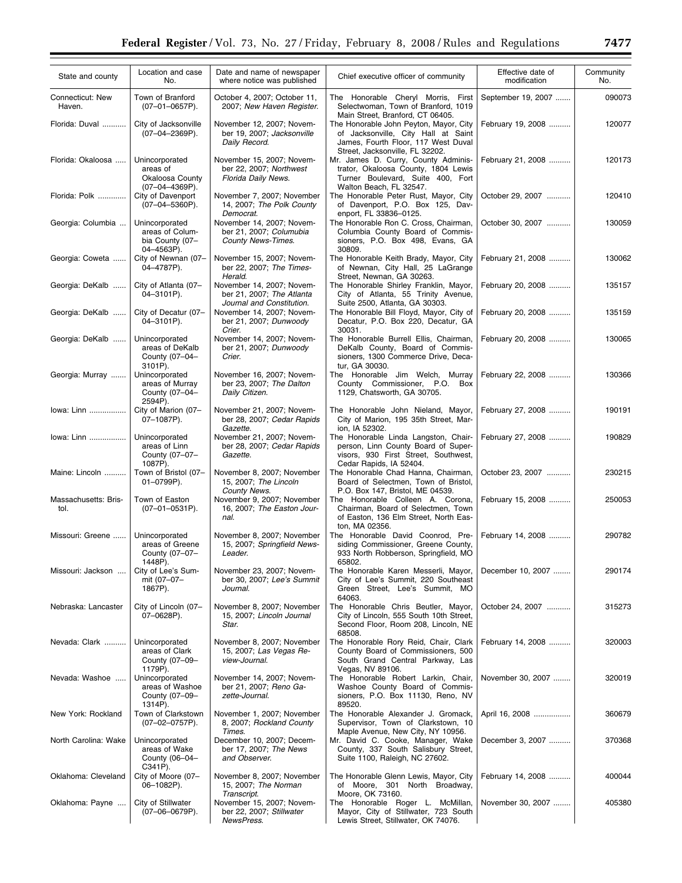| State and county | Location and case No. | Date and name of newspaper where notice was published | Chief executive officer of community | Effective date of modification | Community No. |
|---|---|---|---|---|---|
| Connecticut: New Haven. | Town of Branford (07–01–0657P). | October 4, 2007; October 11, 2007; *New Haven Register*. | The Honorable Cheryl Morris, First Selectwoman, Town of Branford, 1019 Main Street, Branford, CT 06405. | September 19, 2007 | 090073 |
| Florida: Duval | City of Jacksonville (07–04–2369P). | November 12, 2007; November 19, 2007; *Jacksonville Daily Record*. | The Honorable John Peyton, Mayor, City of Jacksonville, City Hall at Saint James, Fourth Floor, 117 West Duval Street, Jacksonville, FL 32202. | February 19, 2008 | 120077 |
| Florida: Okaloosa | Unincorporated areas of Okaloosa County (07–04–4369P). | November 15, 2007; November 22, 2007; *Northwest Florida Daily News*. | Mr. James D. Curry, County Administrator, Okaloosa County, 1804 Lewis Turner Boulevard, Suite 400, Fort Walton Beach, FL 32547. | February 21, 2008 | 120173 |
| Florida: Polk | City of Davenport (07–04–5360P). | November 7, 2007; November 14, 2007; *The Polk County Democrat*. | The Honorable Peter Rust, Mayor, City of Davenport, P.O. Box 125, Davenport, FL 33836–0125. | October 29, 2007 | 120410 |
| Georgia: Columbia | Unincorporated areas of Columbia County (07–04–4563P). | November 14, 2007; November 21, 2007; *Columbia County News-Times*. | The Honorable Ron C. Cross, Chairman, Columbia County Board of Commissioners, P.O. Box 498, Evans, GA 30809. | October 30, 2007 | 130059 |
| Georgia: Coweta | City of Newnan (07–04–4787P). | November 15, 2007; November 22, 2007; *The Times-Herald*. | The Honorable Keith Brady, Mayor, City of Newnan, City Hall, 25 LaGrange Street, Newnan, GA 30263. | February 21, 2008 | 130062 |
| Georgia: DeKalb | City of Atlanta (07–04–3101P). | November 14, 2007; November 21, 2007; *The Atlanta Journal and Constitution*. | The Honorable Shirley Franklin, Mayor, City of Atlanta, 55 Trinity Avenue, Suite 2500, Atlanta, GA 30303. | February 20, 2008 | 135157 |
| Georgia: DeKalb | City of Decatur (07–04–3101P). | November 14, 2007; November 21, 2007; *Dunwoody Crier*. | The Honorable Bill Floyd, Mayor, City of Decatur, P.O. Box 220, Decatur, GA 30031. | February 20, 2008 | 135159 |
| Georgia: DeKalb | Unincorporated areas of DeKalb County (07–04–3101P). | November 14, 2007; November 21, 2007; *Dunwoody Crier*. | The Honorable Burrell Ellis, Chairman, DeKalb County, Board of Commissioners, 1300 Commerce Drive, Decatur, GA 30030. | February 20, 2008 | 130065 |
| Georgia: Murray | Unincorporated areas of Murray County (07–04–2594P). | November 16, 2007; November 23, 2007; *The Dalton Daily Citizen*. | The Honorable Jim Welch, Murray County Commissioner, P.O. Box 1129, Chatsworth, GA 30705. | February 22, 2008 | 130366 |
| Iowa: Linn | City of Marion (07–07–1087P). | November 21, 2007; November 28, 2007; *Cedar Rapids Gazette*. | The Honorable John Nieland, Mayor, City of Marion, 195 35th Street, Marion, IA 52302. | February 27, 2008 | 190191 |
| Iowa: Linn | Unincorporated areas of Linn County (07–07–1087P). | November 21, 2007; November 28, 2007; *Cedar Rapids Gazette*. | The Honorable Linda Langston, Chairperson, Linn County Board of Supervisors, 930 First Street, Southwest, Cedar Rapids, IA 52404. | February 27, 2008 | 190829 |
| Maine: Lincoln | Town of Bristol (07–01–0799P). | November 8, 2007; November 15, 2007; *The Lincoln County News*. | The Honorable Chad Hanna, Chairman, Board of Selectmen, Town of Bristol, P.O. Box 147, Bristol, ME 04539. | October 23, 2007 | 230215 |
| Massachusetts: Bristol. | Town of Easton (07–01–0531P). | November 9, 2007; November 16, 2007; *The Easton Journal*. | The Honorable Colleen A. Corona, Chairman, Board of Selectmen, Town of Easton, 136 Elm Street, North Easton, MA 02356. | February 15, 2008 | 250053 |
| Missouri: Greene | Unincorporated areas of Greene County (07–07–1448P). | November 8, 2007; November 15, 2007; *Springfield News-Leader*. | The Honorable David Coonrod, Presiding Commissioner, Greene County, 933 North Robberson, Springfield, MO 65802. | February 14, 2008 | 290782 |
| Missouri: Jackson | City of Lee's Summit (07–07–1867P). | November 23, 2007; November 30, 2007; *Lee's Summit Journal*. | The Honorable Karen Messerli, Mayor, City of Lee's Summit, 220 Southeast Green Street, Lee's Summit, MO 64063. | December 10, 2007 | 290174 |
| Nebraska: Lancaster | City of Lincoln (07–07–0628P). | November 8, 2007; November 15, 2007; *Lincoln Journal Star*. | The Honorable Chris Beutler, Mayor, City of Lincoln, 555 South 10th Street, Second Floor, Room 208, Lincoln, NE 68508. | October 24, 2007 | 315273 |
| Nevada: Clark | Unincorporated areas of Clark County (07–09–1179P). | November 8, 2007; November 15, 2007; *Las Vegas Review-Journal*. | The Honorable Rory Reid, Chair, Clark County Board of Commissioners, 500 South Grand Central Parkway, Las Vegas, NV 89106. | February 14, 2008 | 320003 |
| Nevada: Washoe | Unincorporated areas of Washoe County (07–09–1314P). | November 14, 2007; November 21, 2007; *Reno Gazette-Journal*. | The Honorable Robert Larkin, Chair, Washoe County Board of Commissioners, P.O. Box 11130, Reno, NV 89520. | November 30, 2007 | 320019 |
| New York: Rockland | Town of Clarkstown (07–02–0757P). | November 1, 2007; November 8, 2007; *Rockland County Times*. | The Honorable Alexander J. Gromack, Supervisor, Town of Clarkstown, 10 Maple Avenue, New City, NY 10956. | April 16, 2008 | 360679 |
| North Carolina: Wake | Unincorporated areas of Wake County (06–04–C341P). | December 10, 2007; December 17, 2007; *The News and Observer*. | Mr. David C. Cooke, Manager, Wake County, 337 South Salisbury Street, Suite 1100, Raleigh, NC 27602. | December 3, 2007 | 370368 |
| Oklahoma: Cleveland | City of Moore (07–06–1082P). | November 8, 2007; November 15, 2007; *The Norman Transcript*. | The Honorable Glenn Lewis, Mayor, City of Moore, 301 North Broadway, Moore, OK 73160. | February 14, 2008 | 400044 |
| Oklahoma: Payne | City of Stillwater (07–06–0679P). | November 15, 2007; November 22, 2007; *Stillwater NewsPress*. | The Honorable Roger L. McMillan, Mayor, City of Stillwater, 723 South Lewis Street, Stillwater, OK 74076. | November 30, 2007 | 405380 |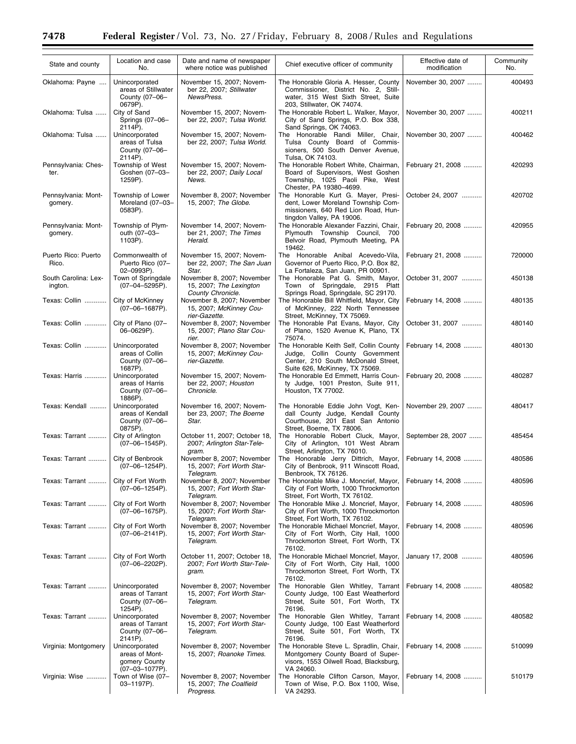| State and county | Location and case No. | Date and name of newspaper where notice was published | Chief executive officer of community | Effective date of modification | Community No. |
|---|---|---|---|---|---|
| Oklahoma: Payne | Unincorporated areas of Stillwater County (07–06–0679P). | November 15, 2007; November 22, 2007; *Stillwater NewsPress*. | The Honorable Gloria A. Hesser, County Commissioner, District No. 2, Stillwater, 315 West Sixth Street, Suite 203, Stillwater, OK 74074. | November 30, 2007 | 400493 |
| Oklahoma: Tulsa | City of Sand Springs (07–06–2114P). | November 15, 2007; November 22, 2007; *Tulsa World*. | The Honorable Robert L. Walker, Mayor, City of Sand Springs, P.O. Box 338, Sand Springs, OK 74063. | November 30, 2007 | 400211 |
| Oklahoma: Tulsa | Unincorporated areas of Tulsa County (07–06–2114P). | November 15, 2007; November 22, 2007; *Tulsa World*. | The Honorable Randi Miller, Chair, Tulsa County Board of Commissioners, 500 South Denver Avenue, Tulsa, OK 74103. | November 30, 2007 | 400462 |
| Pennsylvania: Chester. | Township of West Goshen (07–03–1259P). | November 15, 2007; November 22, 2007; *Daily Local News*. | The Honorable Robert White, Chairman, Board of Supervisors, West Goshen Township, 1025 Paoli Pike, West Chester, PA 19380–4699. | February 21, 2008 | 420293 |
| Pennsylvania: Montgomery. | Township of Lower Moreland (07–03–0583P). | November 8, 2007; November 15, 2007; *The Globe*. | The Honorable Kurt G. Mayer, President, Lower Moreland Township Commissioners, 640 Red Lion Road, Huntingdon Valley, PA 19006. | October 24, 2007 | 420702 |
| Pennsylvania: Montgomery. | Township of Plymouth (07–03–1103P). | November 14, 2007; November 21, 2007; *The Times Herald*. | The Honorable Alexander Fazzini, Chair, Plymouth Township Council, 700 Belvoir Road, Plymouth Meeting, PA 19462. | February 20, 2008 | 420955 |
| Puerto Rico: Puerto Rico. | Commonwealth of Puerto Rico (07–02–0993P). | November 15, 2007; November 22, 2007; *The San Juan Star*. | The Honorable Anibal Acevedo-Vila, Governor of Puerto Rico, P.O. Box 82, La Fortaleza, San Juan, PR 00901. | February 21, 2008 | 720000 |
| South Carolina: Lexington. | Town of Springdale (07–04–5295P). | November 8, 2007; November 15, 2007; *The Lexington County Chronicle*. | The Honorable Pat G. Smith, Mayor, Town of Springdale, 2915 Platt Springs Road, Springdale, SC 29170. | October 31, 2007 | 450138 |
| Texas: Collin | City of McKinney (07–06–1687P). | November 8, 2007; November 15, 2007; *McKinney Courier-Gazette*. | The Honorable Bill Whitfield, Mayor, City of McKinney, 222 North Tennessee Street, McKinney, TX 75069. | February 14, 2008 | 480135 |
| Texas: Collin | City of Plano (07–06–0629P). | November 8, 2007; November 15, 2007; *Plano Star Courier*. | The Honorable Pat Evans, Mayor, City of Plano, 1520 Avenue K, Plano, TX 75074. | October 31, 2007 | 480140 |
| Texas: Collin | Unincorporated areas of Collin County (07–06–1687P). | November 8, 2007; November 15, 2007; *McKinney Courier-Gazette*. | The Honorable Keith Self, Collin County Judge, Collin County Government Center, 210 South McDonald Street, Suite 626, McKinney, TX 75069. | February 14, 2008 | 480130 |
| Texas: Harris | Unincorporated areas of Harris County (07–06–1886P). | November 15, 2007; November 22, 2007; *Houston Chronicle*. | The Honorable Ed Emmett, Harris County Judge, 1001 Preston, Suite 911, Houston, TX 77002. | February 20, 2008 | 480287 |
| Texas: Kendall | Unincorporated areas of Kendall County (07–06–0875P). | November 16, 2007; November 23, 2007; *The Boerne Star*. | The Honorable Eddie John Vogt, Kendall County Judge, Kendall County Courthouse, 201 East San Antonio Street, Boerne, TX 78006. | November 29, 2007 | 480417 |
| Texas: Tarrant | City of Arlington (07–06–1545P). | October 11, 2007; October 18, 2007; *Arlington Star-Telegram*. | The Honorable Robert Cluck, Mayor, City of Arlington, 101 West Abram Street, Arlington, TX 76010. | September 28, 2007 | 485454 |
| Texas: Tarrant | City of Benbrook (07–06–1254P). | November 8, 2007; November 15, 2007; *Fort Worth Star-Telegram*. | The Honorable Jerry Dittrich, Mayor, City of Benbrook, 911 Winscott Road, Benbrook, TX 76126. | February 14, 2008 | 480586 |
| Texas: Tarrant | City of Fort Worth (07–06–1254P). | November 8, 2007; November 15, 2007; *Fort Worth Star-Telegram*. | The Honorable Mike J. Moncrief, Mayor, City of Fort Worth, 1000 Throckmorton Street, Fort Worth, TX 76102. | February 14, 2008 | 480596 |
| Texas: Tarrant | City of Fort Worth (07–06–1675P). | November 8, 2007; November 15, 2007; *Fort Worth Star-Telegram*. | The Honorable Mike J. Moncrief, Mayor, City of Fort Worth, 1000 Throckmorton Street, Fort Worth, TX 76102. | February 14, 2008 | 480596 |
| Texas: Tarrant | City of Fort Worth (07–06–2141P). | November 8, 2007; November 15, 2007; *Fort Worth Star-Telegram*. | The Honorable Michael Moncrief, Mayor, City of Fort Worth, City Hall, 1000 Throckmorton Street, Fort Worth, TX 76102. | February 14, 2008 | 480596 |
| Texas: Tarrant | City of Fort Worth (07–06–2202P). | October 11, 2007; October 18, 2007; *Fort Worth Star-Telegram*. | The Honorable Michael Moncrief, Mayor, City of Fort Worth, City Hall, 1000 Throckmorton Street, Fort Worth, TX 76102. | January 17, 2008 | 480596 |
| Texas: Tarrant | Unincorporated areas of Tarrant County (07–06–1254P). | November 8, 2007; November 15, 2007; *Fort Worth Star-Telegram*. | The Honorable Glen Whitley, Tarrant County Judge, 100 East Weatherford Street, Suite 501, Fort Worth, TX 76196. | February 14, 2008 | 480582 |
| Texas: Tarrant | Unincorporated areas of Tarrant County (07–06–2141P). | November 8, 2007; November 15, 2007; *Fort Worth Star-Telegram*. | The Honorable Glen Whitley, Tarrant County Judge, 100 East Weatherford Street, Suite 501, Fort Worth, TX 76196. | February 14, 2008 | 480582 |
| Virginia: Montgomery | Unincorporated areas of Montgomery County (07–03–1077P). | November 8, 2007; November 15, 2007; *Roanoke Times*. | The Honorable Steve L. Spradlin, Chair, Montgomery County Board of Supervisors, 1553 Oilwell Road, Blacksburg, VA 24060. | February 14, 2008 | 510099 |
| Virginia: Wise | Town of Wise (07–03–1197P). | November 8, 2007; November 15, 2007; *The Coalfield Progress*. | The Honorable Clifton Carson, Mayor, Town of Wise, P.O. Box 1100, Wise, VA 24293. | February 14, 2008 | 510179 |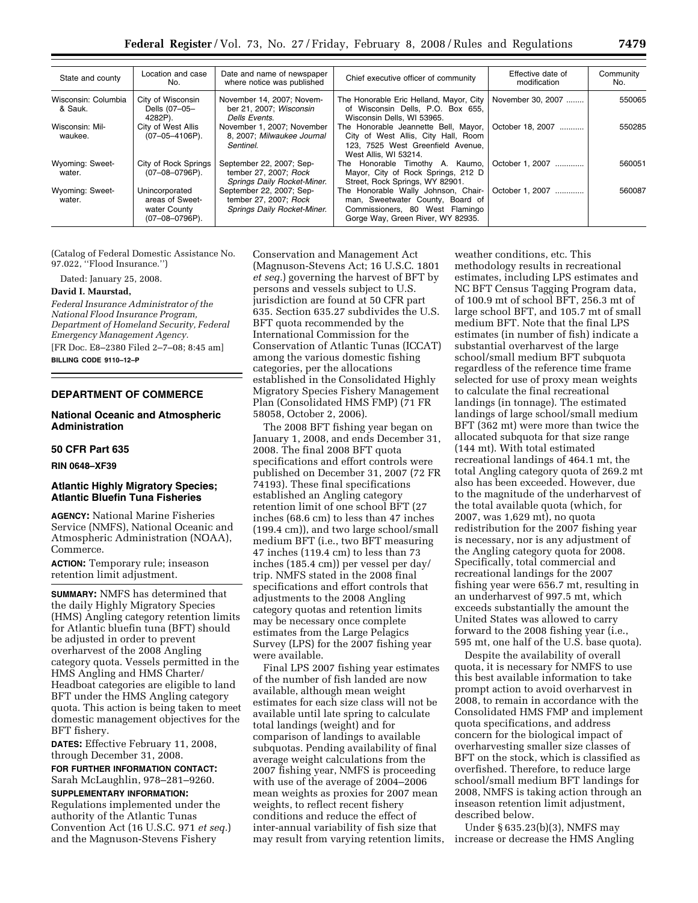| State and county | Location and case No. | Date and name of newspaper where notice was published | Chief executive officer of community | Effective date of modification | Community No. |
|---|---|---|---|---|---|
| Wisconsin: Columbia & Sauk. | City of Wisconsin Dells (07–05–4282P). | November 14, 2007; November 21, 2007; *Wisconsin Dells Events.* | The Honorable Eric Helland, Mayor, City of Wisconsin Dells, P.O. Box 655, Wisconsin Dells, WI 53965. | November 30, 2007 ........ | 550065 |
| Wisconsin: Milwaukee. | City of West Allis (07–05–4106P). | November 1, 2007; November 8, 2007; *Milwaukee Journal Sentinel.* | The Honorable Jeannette Bell, Mayor, City of West Allis, City Hall, Room 123, 7525 West Greenfield Avenue, West Allis, WI 53214. | October 18, 2007 ........... | 550285 |
| Wyoming: Sweetwater. | City of Rock Springs (07–08–0796P). | September 22, 2007; September 27, 2007; *Rock Springs Daily Rocket-Miner.* | The Honorable Timothy A. Kaumo, Mayor, City of Rock Springs, 212 D Street, Rock Springs, WY 82901. | October 1, 2007 ............. | 560051 |
| Wyoming: Sweetwater. | Unincorporated areas of Sweetwater County (07–08–0796P). | September 22, 2007; September 27, 2007; *Rock Springs Daily Rocket-Miner.* | The Honorable Wally Johnson, Chairman, Sweetwater County, Board of Commissioners, 80 West Flamingo Gorge Way, Green River, WY 82935. | October 1, 2007 ............. | 560087 |

(Catalog of Federal Domestic Assistance No. 97.022, ''Flood Insurance.'')

Dated: January 25, 2008.

**David I. Maurstad,**

*Federal Insurance Administrator of the National Flood Insurance Program, Department of Homeland Security, Federal Emergency Management Agency.*

[FR Doc. E8–2380 Filed 2–7–08; 8:45 am]

**BILLING CODE 9110–12–P**

## DEPARTMENT OF COMMERCE

### National Oceanic and Atmospheric Administration

### 50 CFR Part 635

**RIN 0648–XF39**

### Atlantic Highly Migratory Species; Atlantic Bluefin Tuna Fisheries

**AGENCY:** National Marine Fisheries Service (NMFS), National Oceanic and Atmospheric Administration (NOAA), Commerce.

**ACTION:** Temporary rule; inseason retention limit adjustment.

**SUMMARY:** NMFS has determined that the daily Highly Migratory Species (HMS) Angling category retention limits for Atlantic bluefin tuna (BFT) should be adjusted in order to prevent overharvest of the 2008 Angling category quota. Vessels permitted in the HMS Angling and HMS Charter/Headboat categories are eligible to land BFT under the HMS Angling category quota. This action is being taken to meet domestic management objectives for the BFT fishery.

**DATES:** Effective February 11, 2008, through December 31, 2008.

**FOR FURTHER INFORMATION CONTACT:** Sarah McLaughlin, 978–281–9260.

**SUPPLEMENTARY INFORMATION:**

Regulations implemented under the authority of the Atlantic Tunas Convention Act (16 U.S.C. 971 *et seq.*) and the Magnuson-Stevens Fishery Conservation and Management Act (Magnuson-Stevens Act; 16 U.S.C. 1801 *et seq.*) governing the harvest of BFT by persons and vessels subject to U.S. jurisdiction are found at 50 CFR part 635. Section 635.27 subdivides the U.S. BFT quota recommended by the International Commission for the Conservation of Atlantic Tunas (ICCAT) among the various domestic fishing categories, per the allocations established in the Consolidated Highly Migratory Species Fishery Management Plan (Consolidated HMS FMP) (71 FR 58058, October 2, 2006).

The 2008 BFT fishing year began on January 1, 2008, and ends December 31, 2008. The final 2008 BFT quota specifications and effort controls were published on December 31, 2007 (72 FR 74193). These final specifications established an Angling category retention limit of one school BFT (27 inches (68.6 cm) to less than 47 inches (199.4 cm)), and two large school/small medium BFT (i.e., two BFT measuring 47 inches (119.4 cm) to less than 73 inches (185.4 cm)) per vessel per day/trip. NMFS stated in the 2008 final specifications and effort controls that adjustments to the 2008 Angling category quotas and retention limits may be necessary once complete estimates from the Large Pelagics Survey (LPS) for the 2007 fishing year were available.

Final LPS 2007 fishing year estimates of the number of fish landed are now available, although mean weight estimates for each size class will not be available until late spring to calculate total landings (weight) and for comparison of landings to available subquotas. Pending availability of final average weight calculations from the 2007 fishing year, NMFS is proceeding with use of the average of 2004–2006 mean weights as proxies for 2007 mean weights, to reflect recent fishery conditions and reduce the effect of inter-annual variability of fish size that may result from varying retention limits, weather conditions, etc. This methodology results in recreational estimates, including LPS estimates and NC BFT Census Tagging Program data, of 100.9 mt of school BFT, 256.3 mt of large school BFT, and 105.7 mt of small medium BFT. Note that the final LPS estimates (in number of fish) indicate a substantial overharvest of the large school/small medium BFT subquota regardless of the reference time frame selected for use of proxy mean weights to calculate the final recreational landings (in tonnage). The estimated landings of large school/small medium BFT (362 mt) were more than twice the allocated subquota for that size range (144 mt). With total estimated recreational landings of 464.1 mt, the total Angling category quota of 269.2 mt also has been exceeded. However, due to the magnitude of the underharvest of the total available quota (which, for 2007, was 1,629 mt), no quota redistribution for the 2007 fishing year is necessary, nor is any adjustment of the Angling category quota for 2008. Specifically, total commercial and recreational landings for the 2007 fishing year were 656.7 mt, resulting in an underharvest of 997.5 mt, which exceeds substantially the amount the United States was allowed to carry forward to the 2008 fishing year (i.e., 595 mt, one half of the U.S. base quota).

Despite the availability of overall quota, it is necessary for NMFS to use this best available information to take prompt action to avoid overharvest in 2008, to remain in accordance with the Consolidated HMS FMP and implement quota specifications, and address concern for the biological impact of overharvesting smaller size classes of BFT on the stock, which is classified as overfished. Therefore, to reduce large school/small medium BFT landings for 2008, NMFS is taking action through an inseason retention limit adjustment, described below.

Under § 635.23(b)(3), NMFS may increase or decrease the HMS Angling